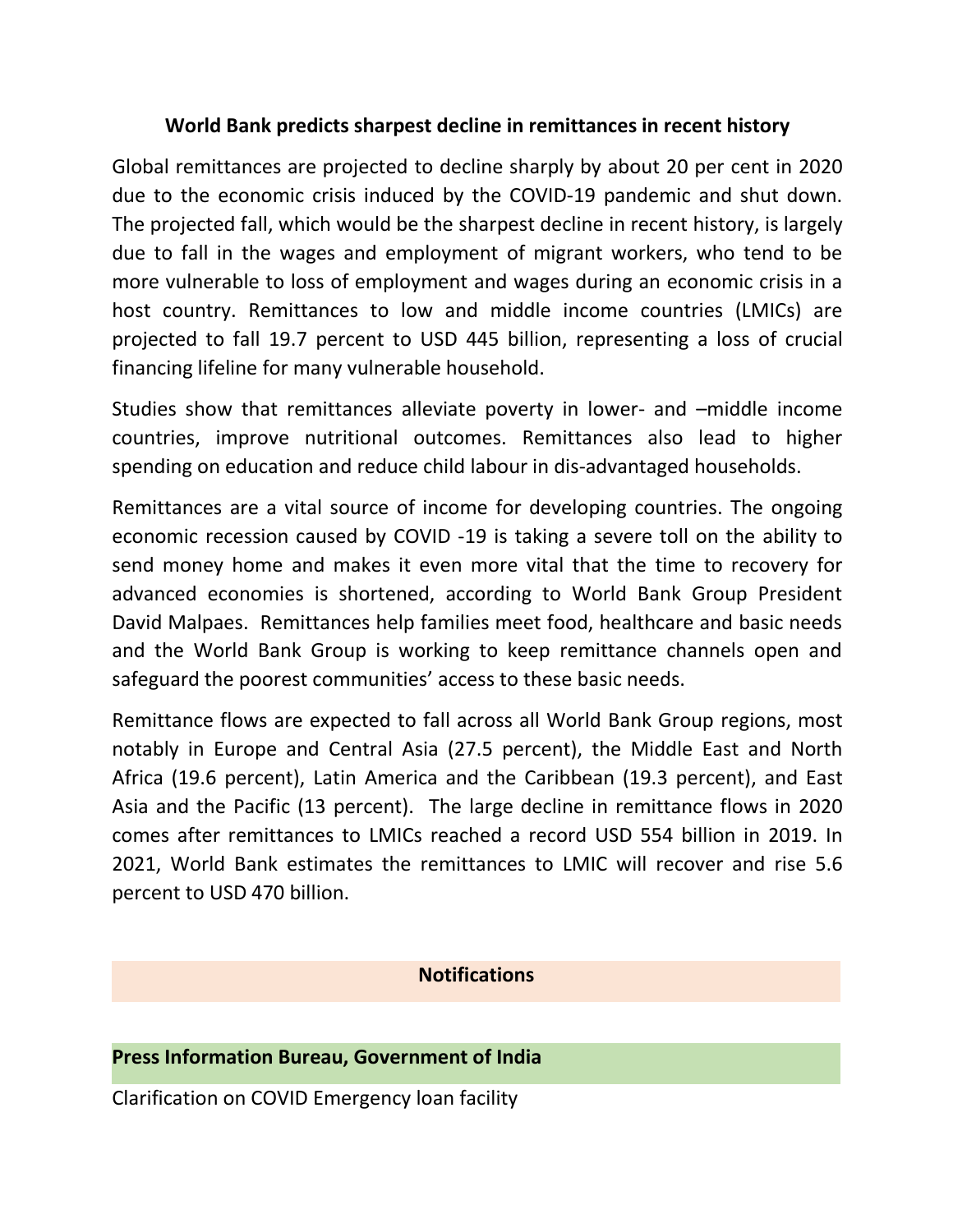## World Bank predicts sharpest decline in remittances in recent history

Global remittances are projected to decline sharply by about 20 per cent in 2020 due to the economic crisis induced by the COVID-19 pandemic and shut down. The projected fall, which would be the sharpest decline in recent history, is largely due to fall in the wages and employment of migrant workers, who tend to be more vulnerable to loss of employment and wages during an economic crisis in a host country. Remittances to low and middle income countries (LMICs) are projected to fall 19.7 percent to USD 445 billion, representing a loss of crucial financing lifeline for many vulnerable household.

Studies show that remittances alleviate poverty in lower- and –middle income countries, improve nutritional outcomes. Remittances also lead to higher spending on education and reduce child labour in dis-advantaged households.

Remittances are a vital source of income for developing countries. The ongoing economic recession caused by COVID -19 is taking a severe toll on the ability to send money home and makes it even more vital that the time to recovery for advanced economies is shortened, according to World Bank Group President David Malpaes. Remittances help families meet food, healthcare and basic needs and the World Bank Group is working to keep remittance channels open and safeguard the poorest communities' access to these basic needs.

Remittance flows are expected to fall across all World Bank Group regions, most notably in Europe and Central Asia (27.5 percent), the Middle East and North Africa (19.6 percent), Latin America and the Caribbean (19.3 percent), and East Asia and the Pacific (13 percent). The large decline in remittance flows in 2020 comes after remittances to LMICs reached a record USD 554 billion in 2019. In 2021, World Bank estimates the remittances to LMIC will recover and rise 5.6 percent to USD 470 billion.

## Notifications

### Press Information Bureau, Government of India

Clarification on COVID Emergency loan facility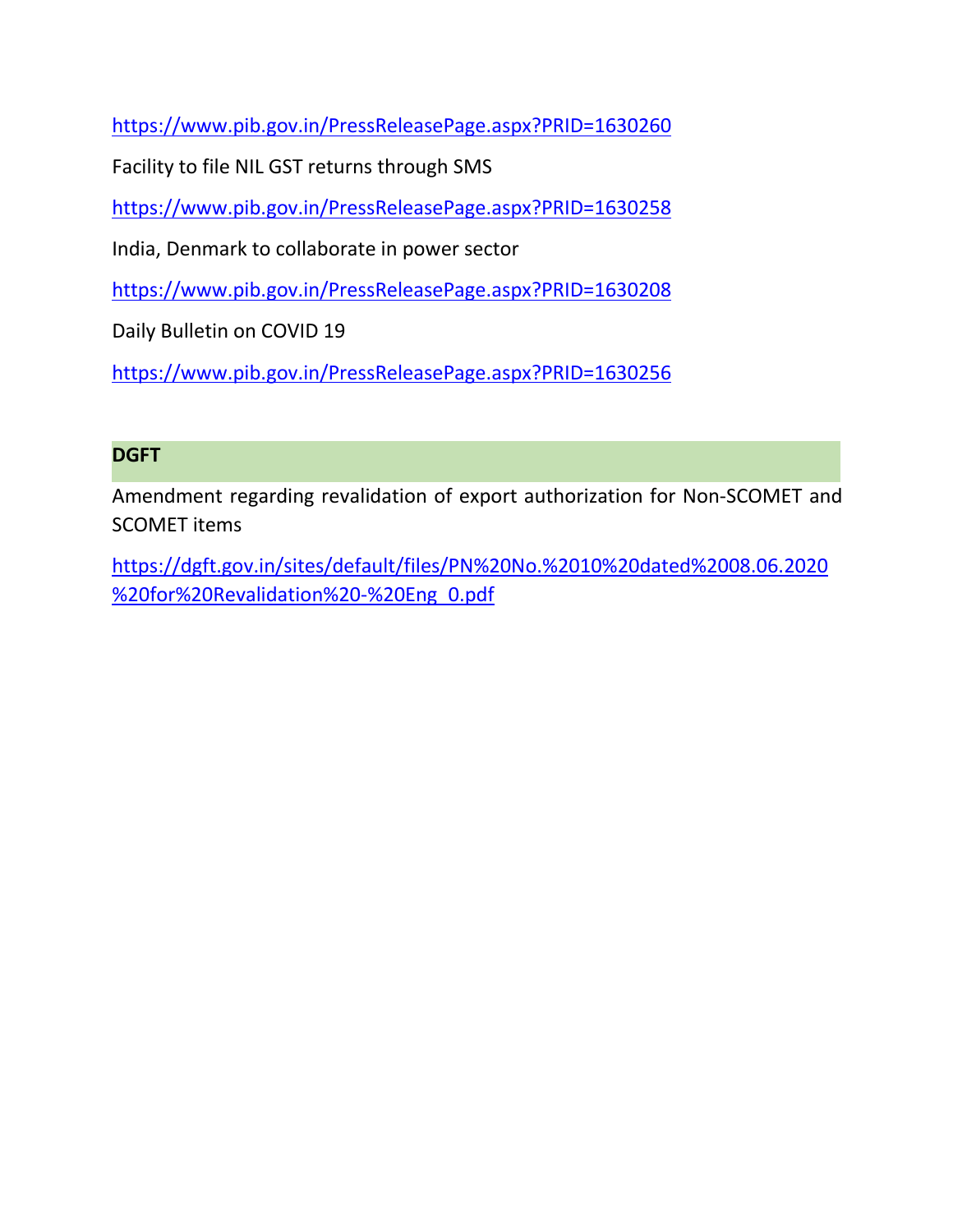https://www.pib.gov.in/PressReleasePage.aspx?PRID=1630260

Facility to file NIL GST returns through SMS

https://www.pib.gov.in/PressReleasePage.aspx?PRID=1630258

India, Denmark to collaborate in power sector

https://www.pib.gov.in/PressReleasePage.aspx?PRID=1630208

Daily Bulletin on COVID 19

https://www.pib.gov.in/PressReleasePage.aspx?PRID=1630256

**DGFT**

Amendment regarding revalidation of export authorization for Non-SCOMET and SCOMET items

https://dgft.gov.in/sites/default/files/PN%20No.%2010%20dated%2008.06.2020%20for%20Revalidation%20-%20Eng_0.pdf